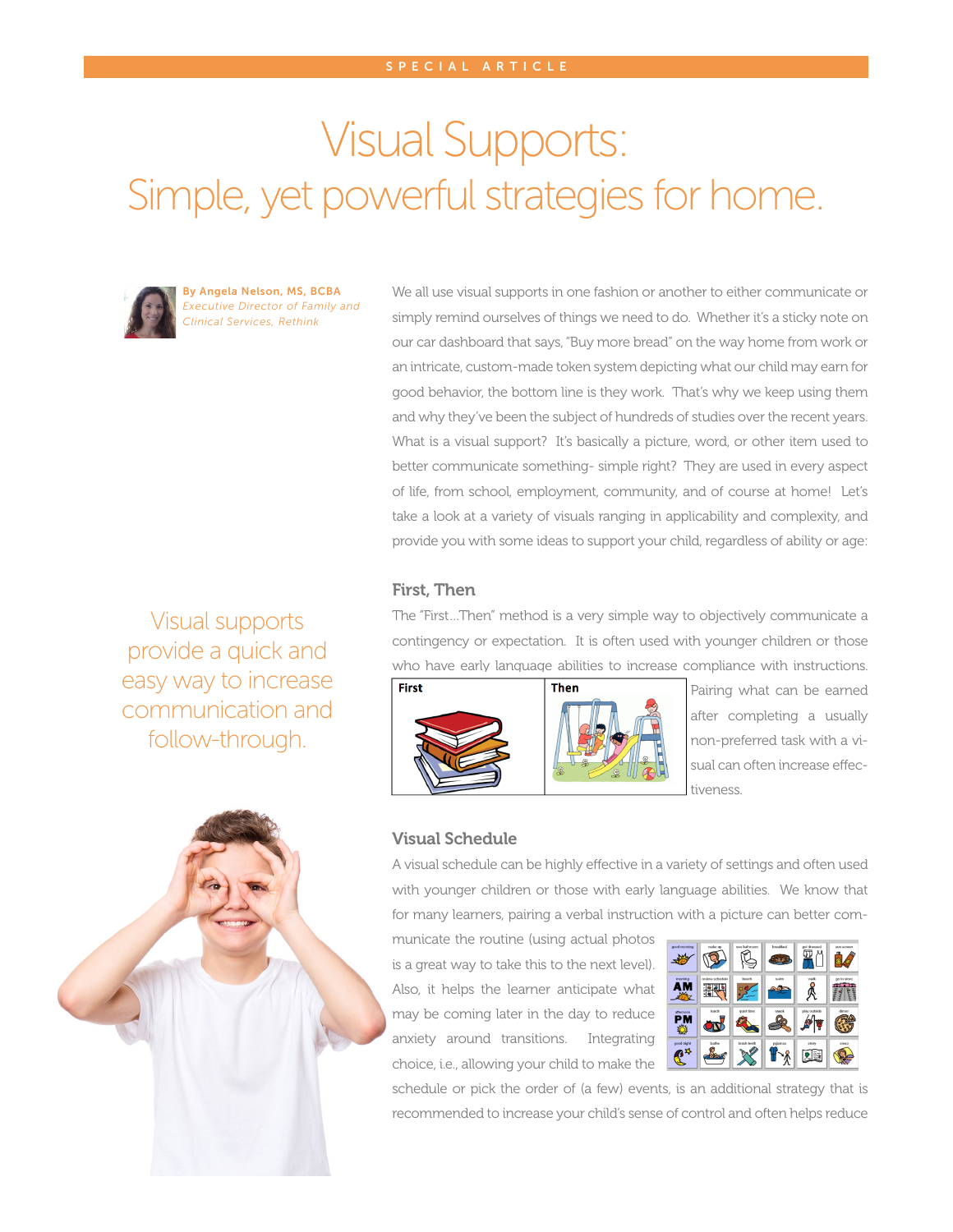SPECIAL ARTICLE

# Visual Supports:
# Simple, yet powerful strategies for home.

**By Angela Nelson, MS, BCBA**
*Executive Director of Family and Clinical Services, Rethink*

We all use visual supports in one fashion or another to either communicate or simply remind ourselves of things we need to do. Whether it's a sticky note on our car dashboard that says, "Buy more bread" on the way home from work or an intricate, custom-made token system depicting what our child may earn for good behavior, the bottom line is they work. That's why we keep using them and why they've been the subject of hundreds of studies over the recent years. What is a visual support? It's basically a picture, word, or other item used to better communicate something- simple right? They are used in every aspect of life, from school, employment, community, and of course at home! Let's take a look at a variety of visuals ranging in applicability and complexity, and provide you with some ideas to support your child, regardless of ability or age:

Visual supports provide a quick and easy way to increase communication and follow-through.

## First, Then

The "First...Then" method is a very simple way to objectively communicate a contingency or expectation. It is often used with younger children or those who have early language abilities to increase compliance with instructions. Pairing what can be earned after completing a usually non-preferred task with a visual can often increase effectiveness.

| First | Then |
| --- | --- |

## Visual Schedule

A visual schedule can be highly effective in a variety of settings and often used with younger children or those with early language abilities. We know that for many learners, pairing a verbal instruction with a picture can better communicate the routine (using actual photos is a great way to take this to the next level). Also, it helps the learner anticipate what may be coming later in the day to reduce anxiety around transitions. Integrating choice, i.e., allowing your child to make the schedule or pick the order of (a few) events, is an additional strategy that is recommended to increase your child's sense of control and often helps reduce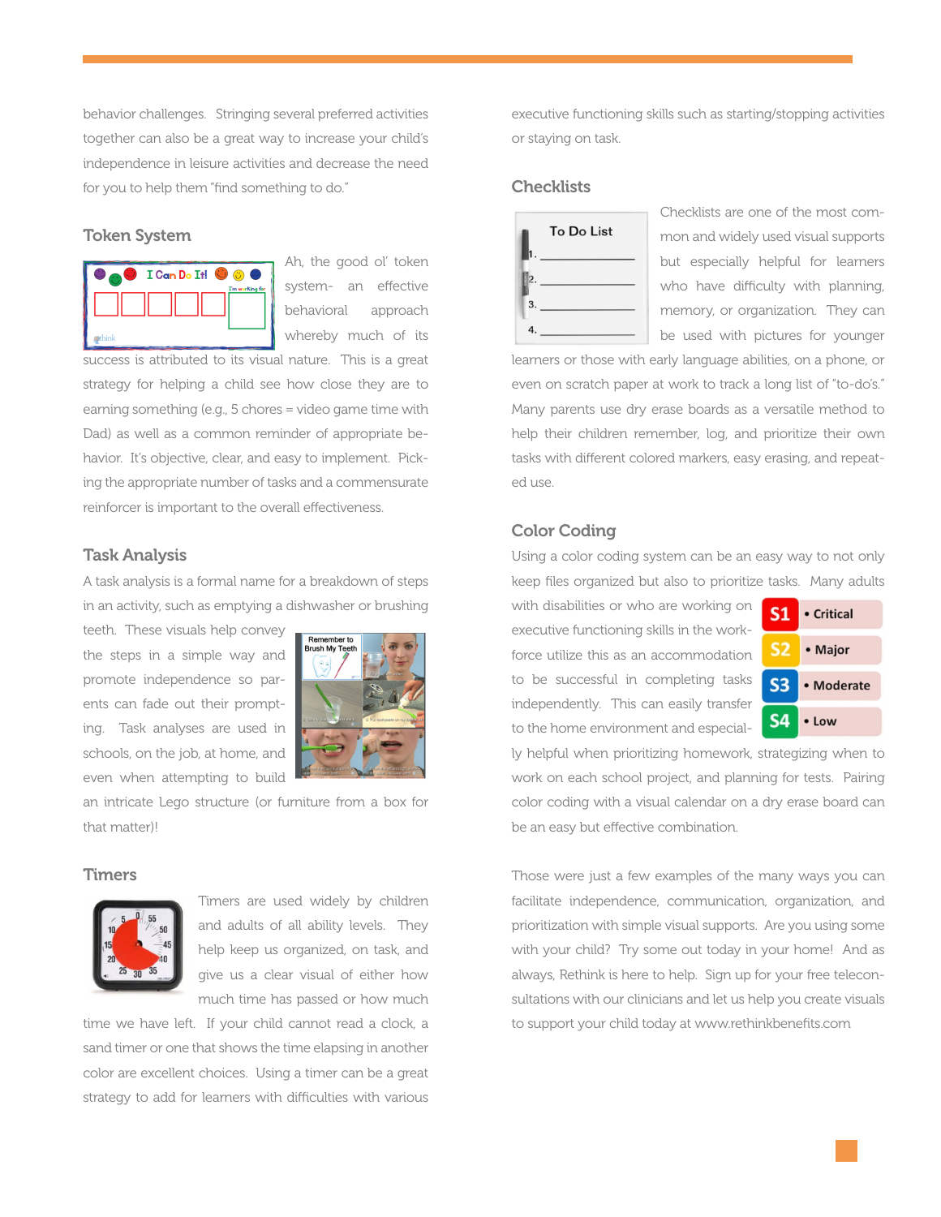behavior challenges. Stringing several preferred activities together can also be a great way to increase your child's independence in leisure activities and decrease the need for you to help them "find something to do."

### Token System

Ah, the good ol' token system- an effective behavioral approach whereby much of its success is attributed to its visual nature. This is a great strategy for helping a child see how close they are to earning something (e.g., 5 chores = video game time with Dad) as well as a common reminder of appropriate behavior. It's objective, clear, and easy to implement. Picking the appropriate number of tasks and a commensurate reinforcer is important to the overall effectiveness.

### Task Analysis

A task analysis is a formal name for a breakdown of steps in an activity, such as emptying a dishwasher or brushing teeth. These visuals help convey the steps in a simple way and promote independence so parents can fade out their prompting. Task analyses are used in schools, on the job, at home, and even when attempting to build an intricate Lego structure (or furniture from a box for that matter)!

### Timers

Timers are used widely by children and adults of all ability levels. They help keep us organized, on task, and give us a clear visual of either how much time has passed or how much time we have left. If your child cannot read a clock, a sand timer or one that shows the time elapsing in another color are excellent choices. Using a timer can be a great strategy to add for learners with difficulties with various executive functioning skills such as starting/stopping activities or staying on task.

### Checklists

Checklists are one of the most common and widely used visual supports but especially helpful for learners who have difficulty with planning, memory, or organization. They can be used with pictures for younger learners or those with early language abilities, on a phone, or even on scratch paper at work to track a long list of "to-do's." Many parents use dry erase boards as a versatile method to help their children remember, log, and prioritize their own tasks with different colored markers, easy erasing, and repeated use.

### Color Coding

Using a color coding system can be an easy way to not only keep files organized but also to prioritize tasks. Many adults with disabilities or who are working on executive functioning skills in the workforce utilize this as an accommodation to be successful in completing tasks independently. This can easily transfer to the home environment and especially helpful when prioritizing homework, strategizing when to work on each school project, and planning for tests. Pairing color coding with a visual calendar on a dry erase board can be an easy but effective combination.

Those were just a few examples of the many ways you can facilitate independence, communication, organization, and prioritization with simple visual supports. Are you using some with your child? Try some out today in your home! And as always, Rethink is here to help. Sign up for your free teleconsultations with our clinicians and let us help you create visuals to support your child today at www.rethinkbenefits.com